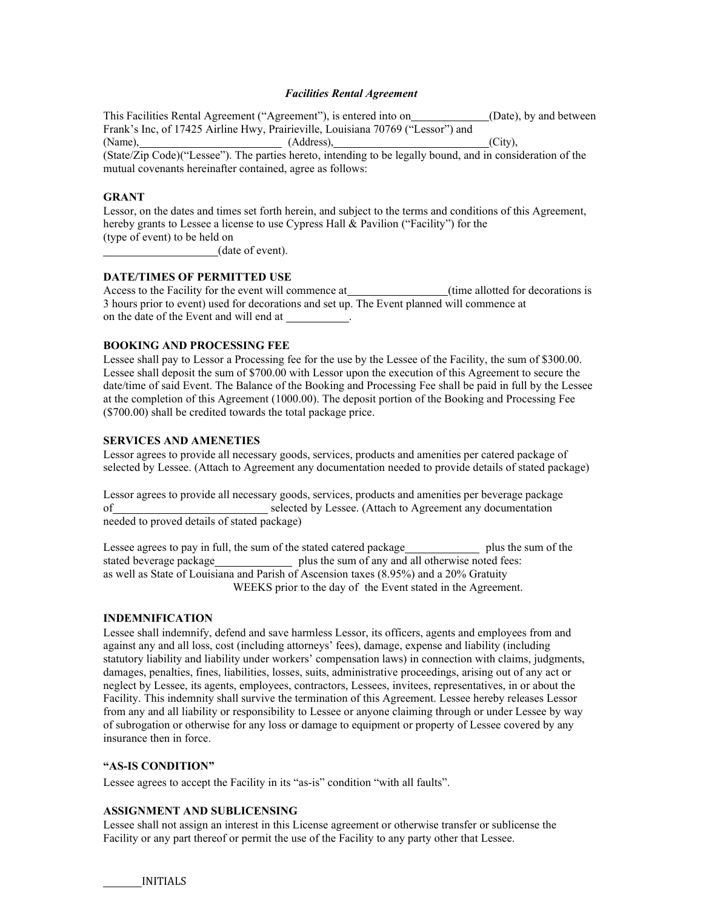*Facilities Rental Agreement*

This Facilities Rental Agreement ("Agreement"), is entered into on_____________(Date), by and between Frank's Inc, of 17425 Airline Hwy, Prairieville, Louisiana 70769 ("Lessor") and (Name),_________________________ (Address),___________________________(City), (State/Zip Code)("Lessee"). The parties hereto, intending to be legally bound, and in consideration of the mutual covenants hereinafter contained, agree as follows:

**GRANT**

Lessor, on the dates and times set forth herein, and subject to the terms and conditions of this Agreement, hereby grants to Lessee a license to use Cypress Hall & Pavilion ("Facility") for the (type of event) to be held on ____________________(date of event).

**DATE/TIMES OF PERMITTED USE**

Access to the Facility for the event will commence at_________________(time allotted for decorations is 3 hours prior to event) used for decorations and set up. The Event planned will commence at on the date of the Event and will end at ___________.

**BOOKING AND PROCESSING FEE**

Lessee shall pay to Lessor a Processing fee for the use by the Lessee of the Facility, the sum of $300.00. Lessee shall deposit the sum of $700.00 with Lessor upon the execution of this Agreement to secure the date/time of said Event. The Balance of the Booking and Processing Fee shall be paid in full by the Lessee at the completion of this Agreement (1000.00). The deposit portion of the Booking and Processing Fee ($700.00) shall be credited towards the total package price.

**SERVICES AND AMENETIES**

Lessor agrees to provide all necessary goods, services, products and amenities per catered package of selected by Lessee. (Attach to Agreement any documentation needed to provide details of stated package)

Lessor agrees to provide all necessary goods, services, products and amenities per beverage package of___________________________ selected by Lessee. (Attach to Agreement any documentation needed to proved details of stated package)

Lessee agrees to pay in full, the sum of the stated catered package_____________ plus the sum of the stated beverage package_____________ plus the sum of any and all otherwise noted fees: as well as State of Louisiana and Parish of Ascension taxes (8.95%) and a 20% Gratuity WEEKS prior to the day of the Event stated in the Agreement.

**INDEMNIFICATION**

Lessee shall indemnify, defend and save harmless Lessor, its officers, agents and employees from and against any and all loss, cost (including attorneys' fees), damage, expense and liability (including statutory liability and liability under workers' compensation laws) in connection with claims, judgments, damages, penalties, fines, liabilities, losses, suits, administrative proceedings, arising out of any act or neglect by Lessee, its agents, employees, contractors, Lessees, invitees, representatives, in or about the Facility. This indemnity shall survive the termination of this Agreement. Lessee hereby releases Lessor from any and all liability or responsibility to Lessee or anyone claiming through or under Lessee by way of subrogation or otherwise for any loss or damage to equipment or property of Lessee covered by any insurance then in force.

**"AS-IS CONDITION"**

Lessee agrees to accept the Facility in its "as-is" condition "with all faults".

**ASSIGNMENT AND SUBLICENSING**

Lessee shall not assign an interest in this License agreement or otherwise transfer or sublicense the Facility or any part thereof or permit the use of the Facility to any party other that Lessee.

_______INITIALS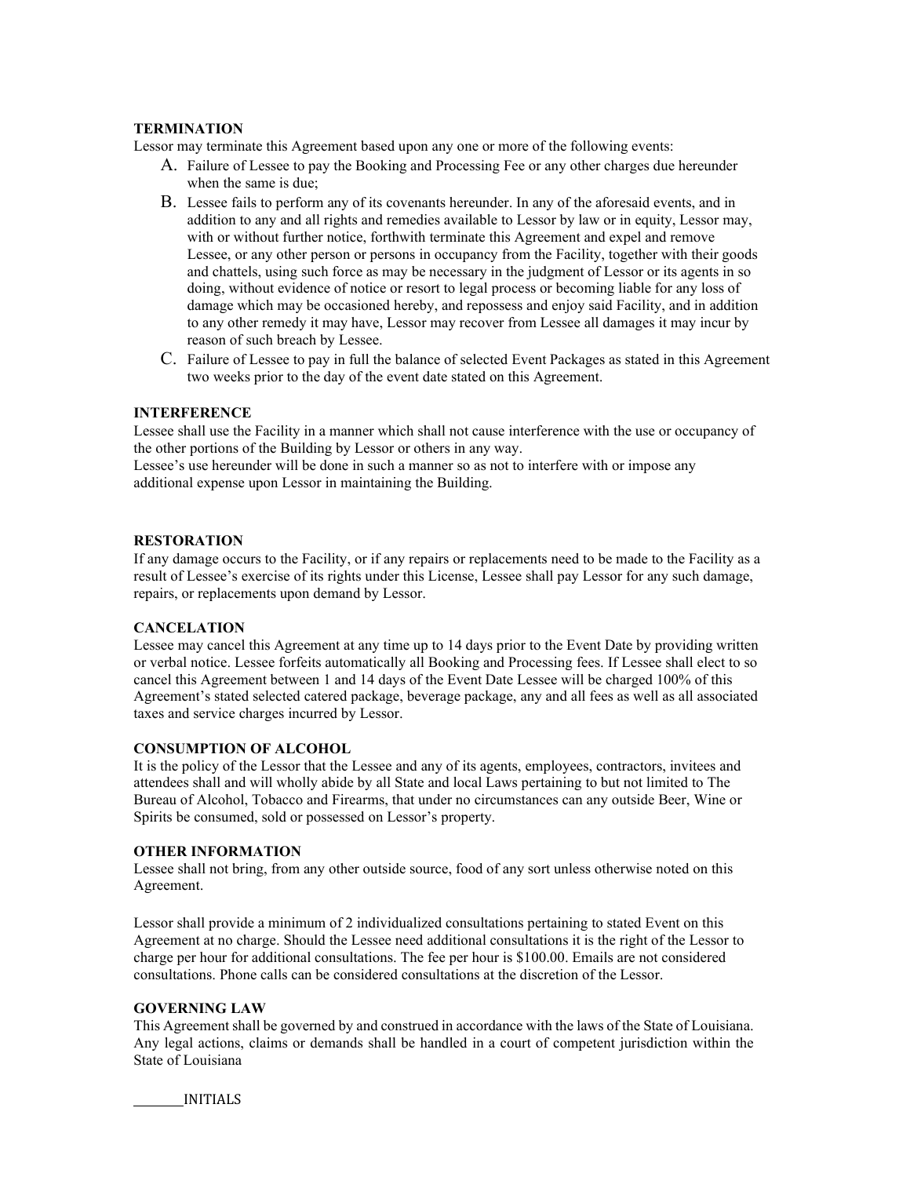**TERMINATION**

Lessor may terminate this Agreement based upon any one or more of the following events:

A. Failure of Lessee to pay the Booking and Processing Fee or any other charges due hereunder when the same is due;

B. Lessee fails to perform any of its covenants hereunder. In any of the aforesaid events, and in addition to any and all rights and remedies available to Lessor by law or in equity, Lessor may, with or without further notice, forthwith terminate this Agreement and expel and remove Lessee, or any other person or persons in occupancy from the Facility, together with their goods and chattels, using such force as may be necessary in the judgment of Lessor or its agents in so doing, without evidence of notice or resort to legal process or becoming liable for any loss of damage which may be occasioned hereby, and repossess and enjoy said Facility, and in addition to any other remedy it may have, Lessor may recover from Lessee all damages it may incur by reason of such breach by Lessee.

C. Failure of Lessee to pay in full the balance of selected Event Packages as stated in this Agreement two weeks prior to the day of the event date stated on this Agreement.

**INTERFERENCE**

Lessee shall use the Facility in a manner which shall not cause interference with the use or occupancy of the other portions of the Building by Lessor or others in any way.
Lessee's use hereunder will be done in such a manner so as not to interfere with or impose any additional expense upon Lessor in maintaining the Building.

**RESTORATION**

If any damage occurs to the Facility, or if any repairs or replacements need to be made to the Facility as a result of Lessee's exercise of its rights under this License, Lessee shall pay Lessor for any such damage, repairs, or replacements upon demand by Lessor.

**CANCELATION**

Lessee may cancel this Agreement at any time up to 14 days prior to the Event Date by providing written or verbal notice. Lessee forfeits automatically all Booking and Processing fees. If Lessee shall elect to so cancel this Agreement between 1 and 14 days of the Event Date Lessee will be charged 100% of this Agreement's stated selected catered package, beverage package, any and all fees as well as all associated taxes and service charges incurred by Lessor.

**CONSUMPTION OF ALCOHOL**

It is the policy of the Lessor that the Lessee and any of its agents, employees, contractors, invitees and attendees shall and will wholly abide by all State and local Laws pertaining to but not limited to The Bureau of Alcohol, Tobacco and Firearms, that under no circumstances can any outside Beer, Wine or Spirits be consumed, sold or possessed on Lessor's property.

**OTHER INFORMATION**

Lessee shall not bring, from any other outside source, food of any sort unless otherwise noted on this Agreement.

Lessor shall provide a minimum of 2 individualized consultations pertaining to stated Event on this Agreement at no charge. Should the Lessee need additional consultations it is the right of the Lessor to charge per hour for additional consultations. The fee per hour is $100.00. Emails are not considered consultations. Phone calls can be considered consultations at the discretion of the Lessor.

**GOVERNING LAW**

This Agreement shall be governed by and construed in accordance with the laws of the State of Louisiana. Any legal actions, claims or demands shall be handled in a court of competent jurisdiction within the State of Louisiana

_______INITIALS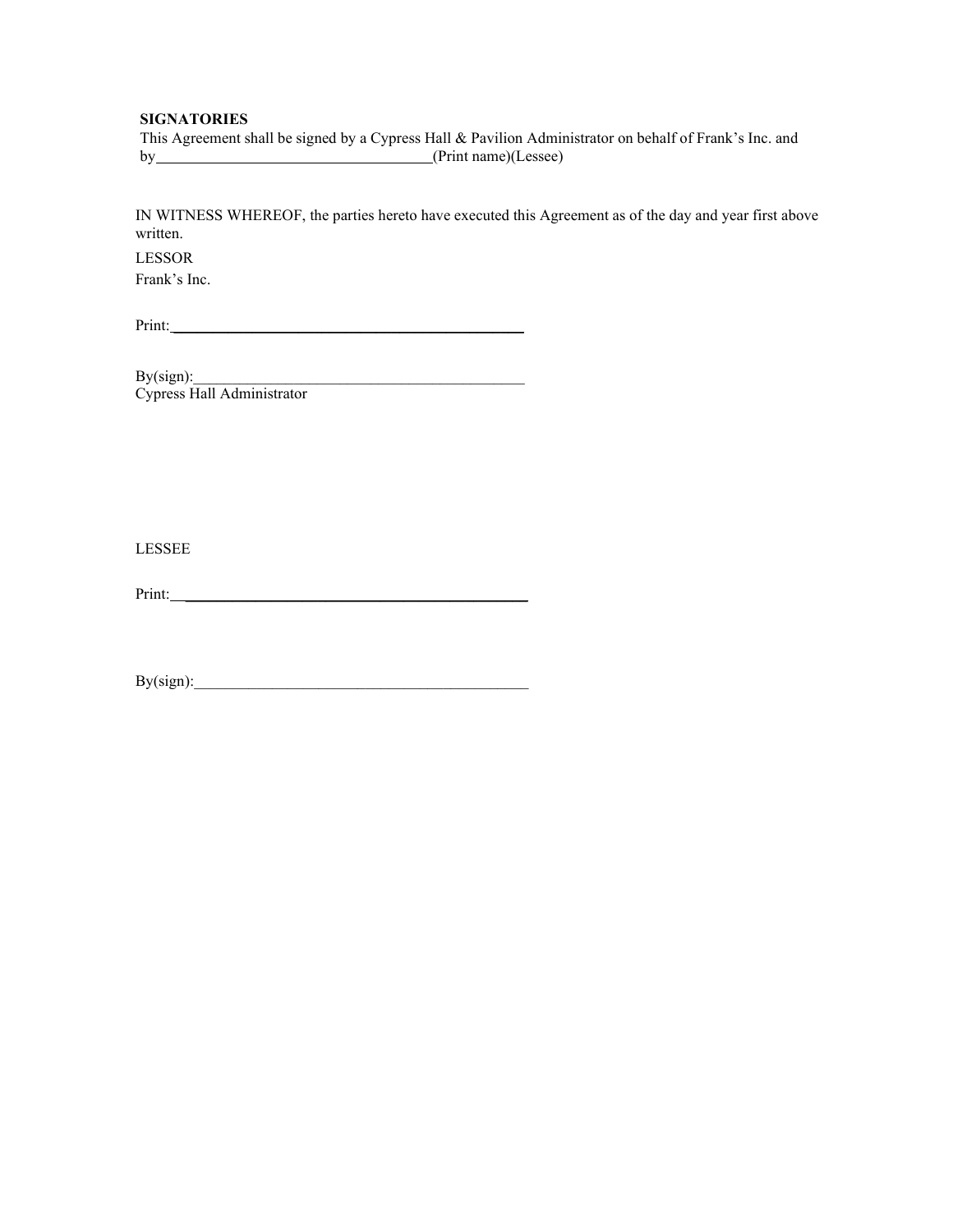**SIGNATORIES**

This Agreement shall be signed by a Cypress Hall & Pavilion Administrator on behalf of Frank's Inc. and by___________________________________(Print name)(Lessee)

IN WITNESS WHEREOF, the parties hereto have executed this Agreement as of the day and year first above written.

LESSOR

Frank's Inc.

Print:_____________________________________________

By(sign):___________________________________________

Cypress Hall Administrator

LESSEE

Print:_____________________________________________

By(sign):___________________________________________